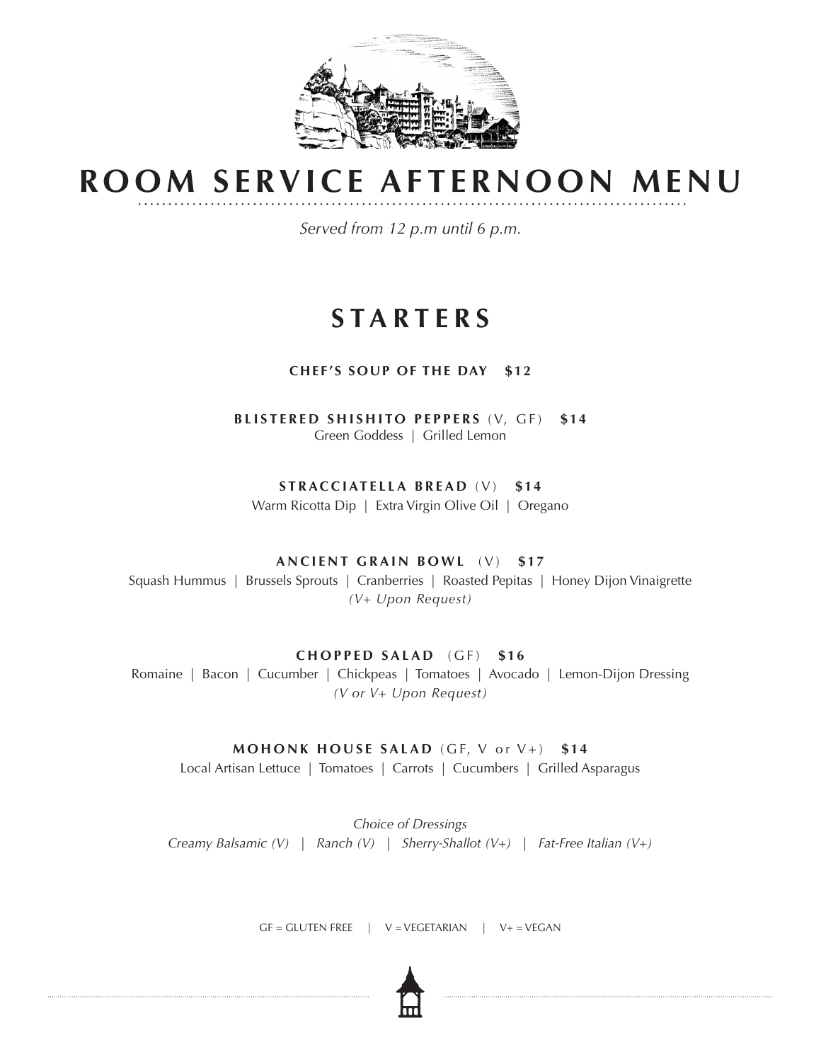# ROOM SERVICE AFTERNOON MENU

*Served from 12 p.m until 6 p.m.*

## STARTERS

**CHEF'S SOUP OF THE DAY $12**

**BLISTERED SHISHITO PEPPERS** (V, GF) **$14**
Green Goddess | Grilled Lemon

**STRACCIATELLA BREAD** (V) **$14**
Warm Ricotta Dip | Extra Virgin Olive Oil | Oregano

**ANCIENT GRAIN BOWL** (V) **$17**
Squash Hummus | Brussels Sprouts | Cranberries | Roasted Pepitas | Honey Dijon Vinaigrette
*(V+ Upon Request)*

**CHOPPED SALAD** (GF) **$16**
Romaine | Bacon | Cucumber | Chickpeas | Tomatoes | Avocado | Lemon-Dijon Dressing
*(V or V+ Upon Request)*

**MOHONK HOUSE SALAD** (GF, V or V+) **$14**
Local Artisan Lettuce | Tomatoes | Carrots | Cucumbers | Grilled Asparagus

*Choice of Dressings*
*Creamy Balsamic (V) | Ranch (V) | Sherry-Shallot (V+) | Fat-Free Italian (V+)*

GF = GLUTEN FREE | V = VEGETARIAN | V+ = VEGAN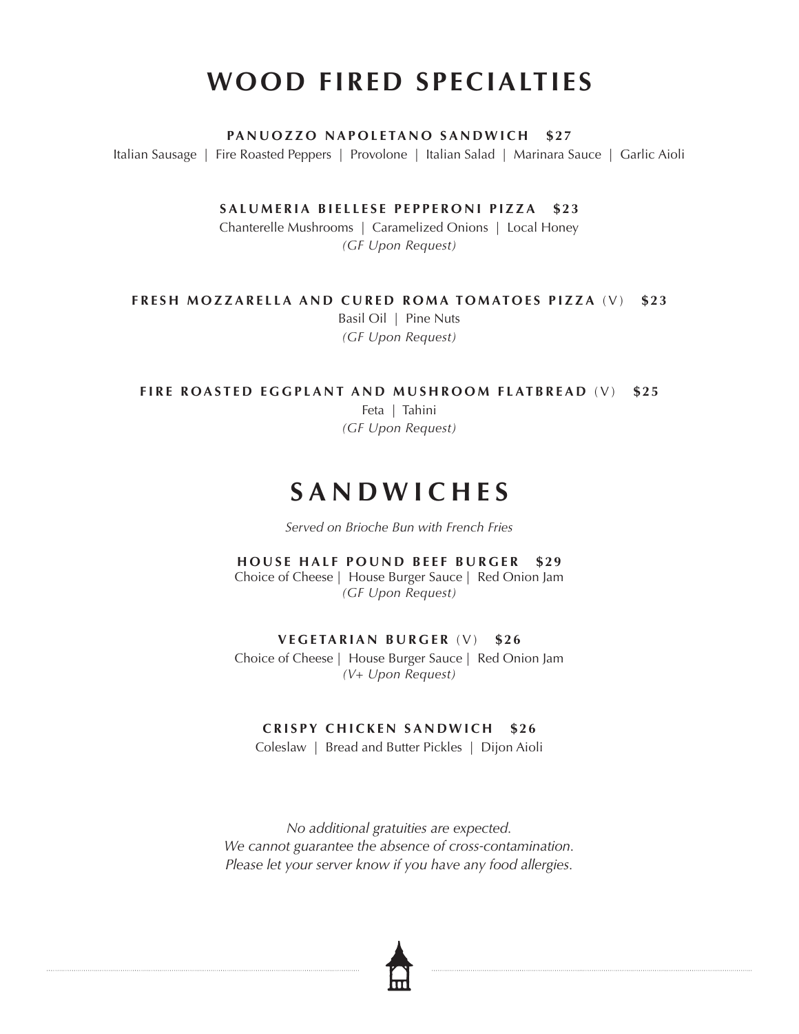# WOOD FIRED SPECIALTIES

**PANUOZZO NAPOLETANO SANDWICH $27**

Italian Sausage | Fire Roasted Peppers | Provolone | Italian Salad | Marinara Sauce | Garlic Aioli

**SALUMERIA BIELLESE PEPPERONI PIZZA $23**

Chanterelle Mushrooms | Caramelized Onions | Local Honey

*(GF Upon Request)*

**FRESH MOZZARELLA AND CURED ROMA TOMATOES PIZZA** (V) **$23**

Basil Oil | Pine Nuts

*(GF Upon Request)*

**FIRE ROASTED EGGPLANT AND MUSHROOM FLATBREAD** (V) **$25**

Feta | Tahini

*(GF Upon Request)*

# SANDWICHES

*Served on Brioche Bun with French Fries*

**HOUSE HALF POUND BEEF BURGER $29**

Choice of Cheese | House Burger Sauce | Red Onion Jam

*(GF Upon Request)*

**VEGETARIAN BURGER** (V) **$26**

Choice of Cheese | House Burger Sauce | Red Onion Jam

*(V+ Upon Request)*

**CRISPY CHICKEN SANDWICH $26**

Coleslaw | Bread and Butter Pickles | Dijon Aioli

*No additional gratuities are expected.*
*We cannot guarantee the absence of cross-contamination.*
*Please let your server know if you have any food allergies.*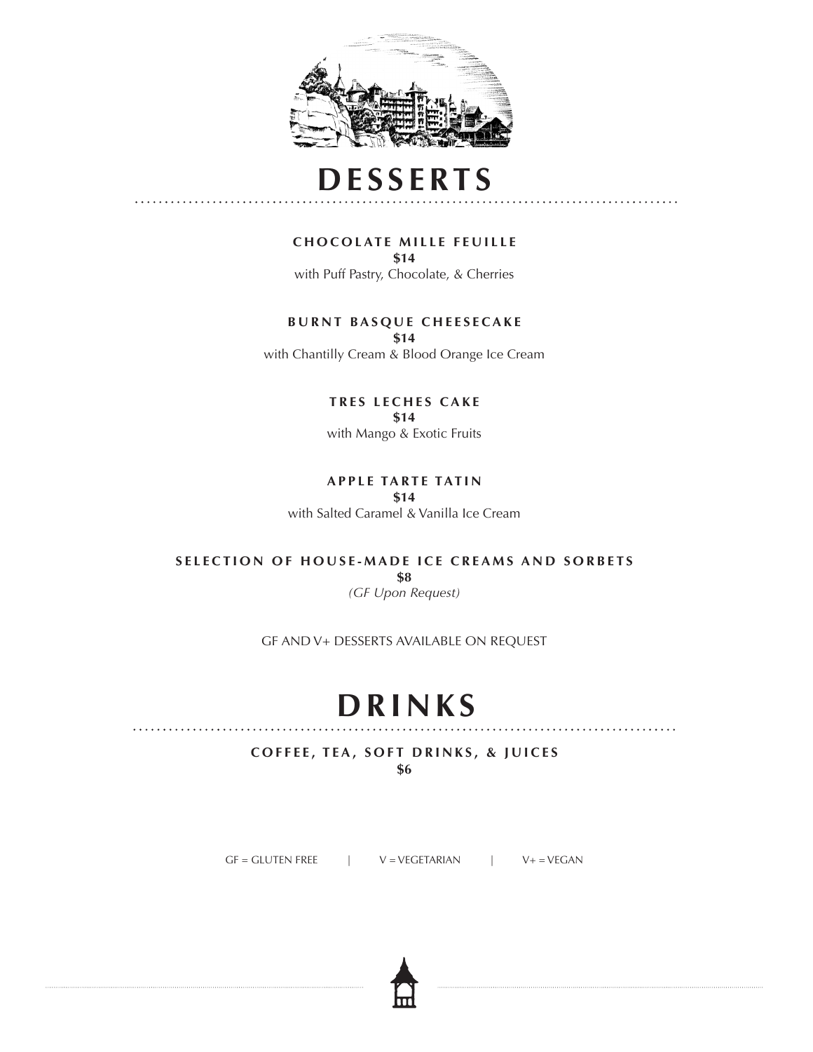# DESSERTS

**CHOCOLATE MILLE FEUILLE**
**$14**
with Puff Pastry, Chocolate, & Cherries

**BURNT BASQUE CHEESECAKE**
**$14**
with Chantilly Cream & Blood Orange Ice Cream

**TRES LECHES CAKE**
**$14**
with Mango & Exotic Fruits

**APPLE TARTE TATIN**
**$14**
with Salted Caramel & Vanilla Ice Cream

**SELECTION OF HOUSE-MADE ICE CREAMS AND SORBETS**
**$8**
*(GF Upon Request)*

GF AND V+ DESSERTS AVAILABLE ON REQUEST

# DRINKS

**COFFEE, TEA, SOFT DRINKS, & JUICES**
**$6**

GF = GLUTEN FREE | V = VEGETARIAN | V+ = VEGAN